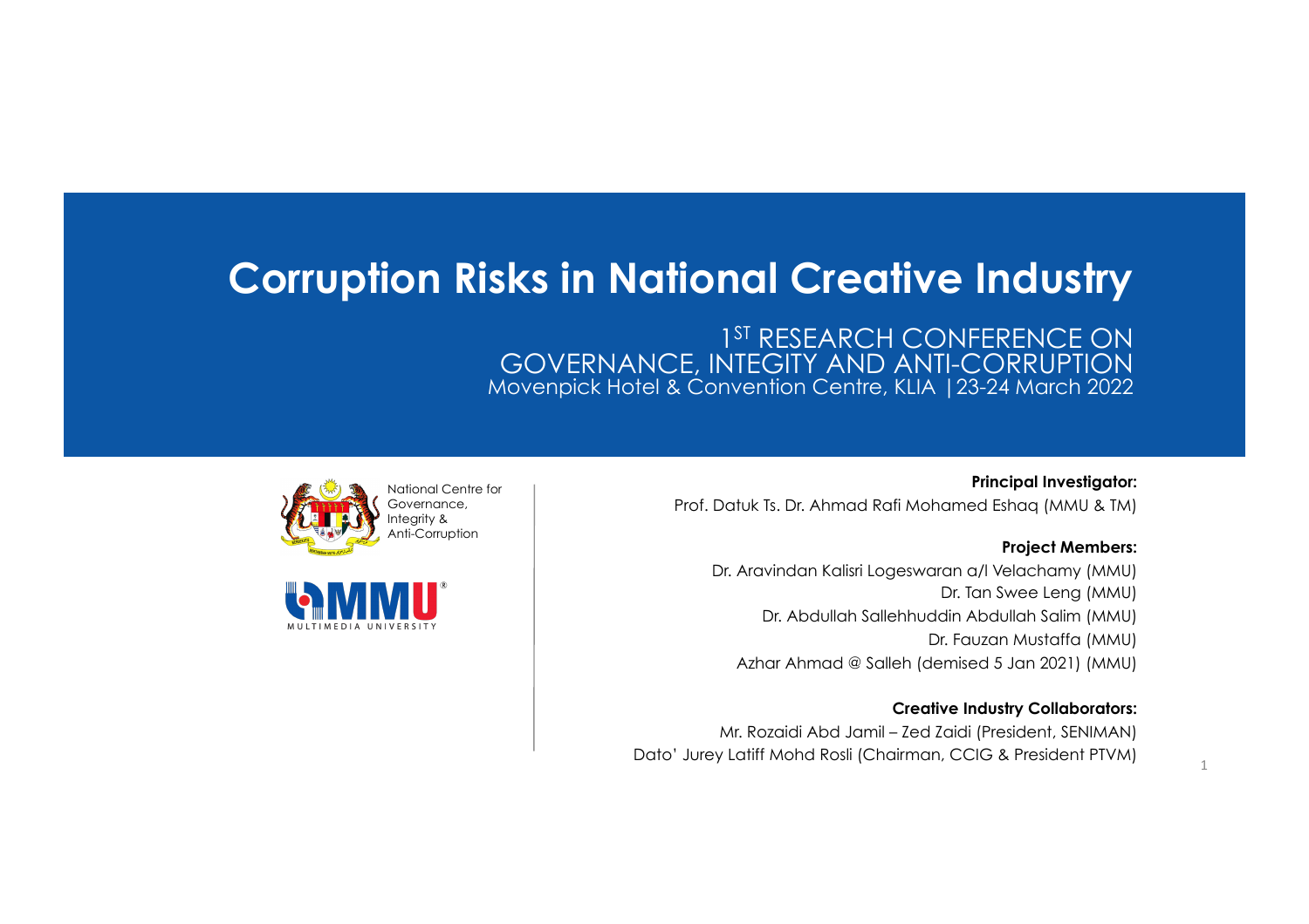# Corruption Risks in National Creative Industry

1[ST] RESEARCH CONFERENCE ON GOVERNANCE, INTEGITY AND ANTI-CORRUPTION
Movenpick Hotel & Convention Centre, KLIA | 23-24 March 2022

National Centre for Governance, Integrity & Anti-Corruption

MULTIMEDIA UNIVERSITY

**Principal Investigator:**
Prof. Datuk Ts. Dr. Ahmad Rafi Mohamed Eshaq (MMU & TM)

**Project Members:**
Dr. Aravindan Kalisri Logeswaran a/l Velachamy (MMU)
Dr. Tan Swee Leng (MMU)
Dr. Abdullah Sallehhuddin Abdullah Salim (MMU)
Dr. Fauzan Mustaffa (MMU)
Azhar Ahmad @ Salleh (demised 5 Jan 2021) (MMU)

**Creative Industry Collaborators:**
Mr. Rozaidi Abd Jamil – Zed Zaidi (President, SENIMAN)
Dato' Jurey Latiff Mohd Rosli (Chairman, CCIG & President PTVM)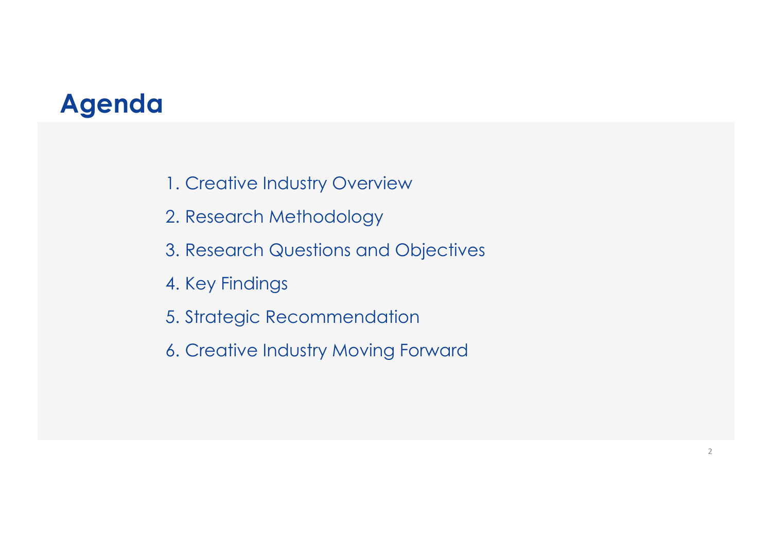# Agenda

1. Creative Industry Overview
2. Research Methodology
3. Research Questions and Objectives
4. Key Findings
5. Strategic Recommendation
6. Creative Industry Moving Forward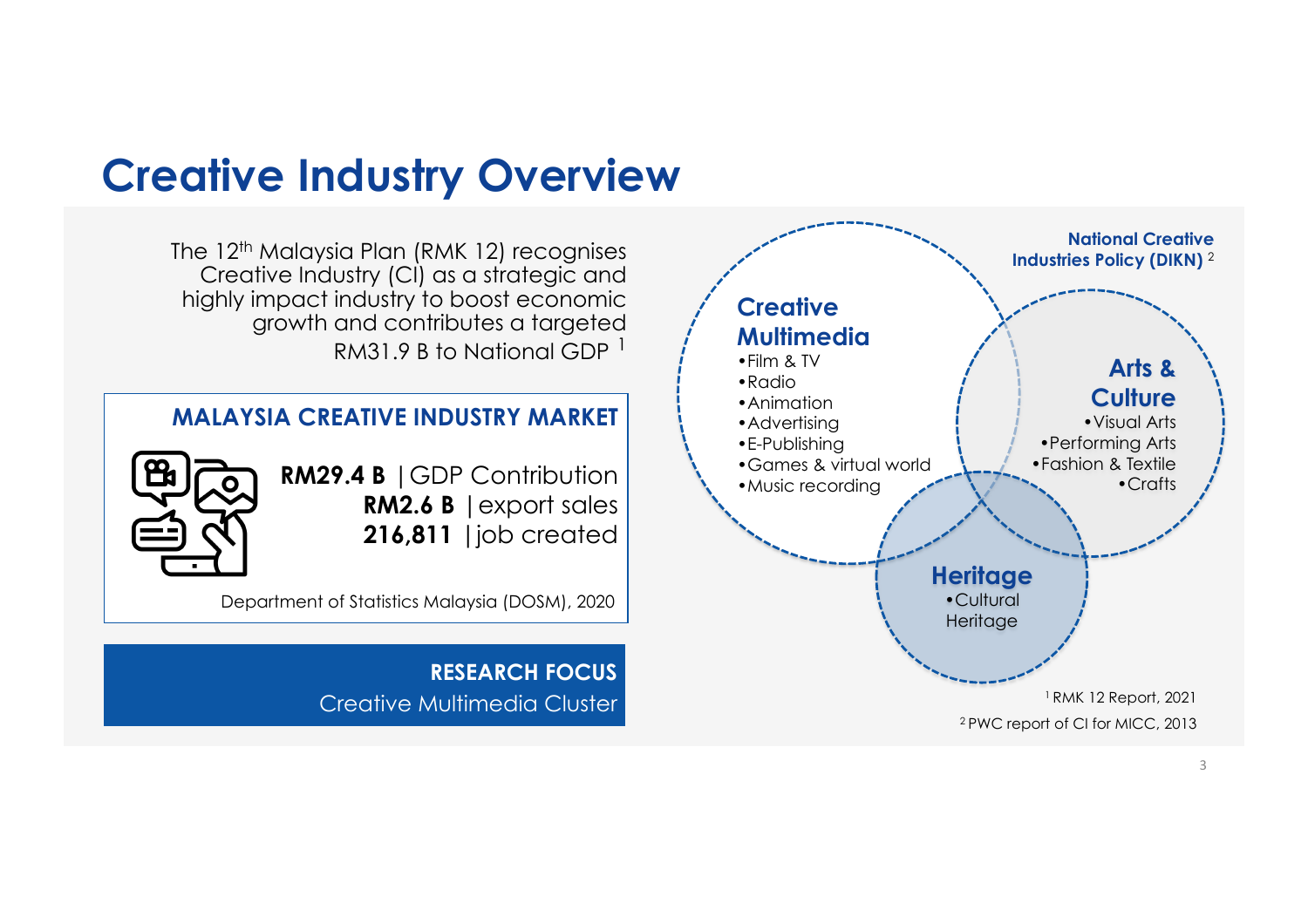# Creative Industry Overview

The 12th Malaysia Plan (RMK 12) recognises Creative Industry (CI) as a strategic and highly impact industry to boost economic growth and contributes a targeted RM31.9 B to National GDP [1]

## MALAYSIA CREATIVE INDUSTRY MARKET

**RM29.4 B** | GDP Contribution
**RM2.6 B** | export sales
**216,811** | job created

Department of Statistics Malaysia (DOSM), 2020

**RESEARCH FOCUS**
Creative Multimedia Cluster

**National Creative Industries Policy (DIKN)** [2]

### Creative Multimedia
- Film & TV
- Radio
- Animation
- Advertising
- E-Publishing
- Games & virtual world
- Music recording

### Arts & Culture
- Visual Arts
- Performing Arts
- Fashion & Textile
- Crafts

### Heritage
- Cultural Heritage

[1] RMK 12 Report, 2021
[2] PWC report of CI for MICC, 2013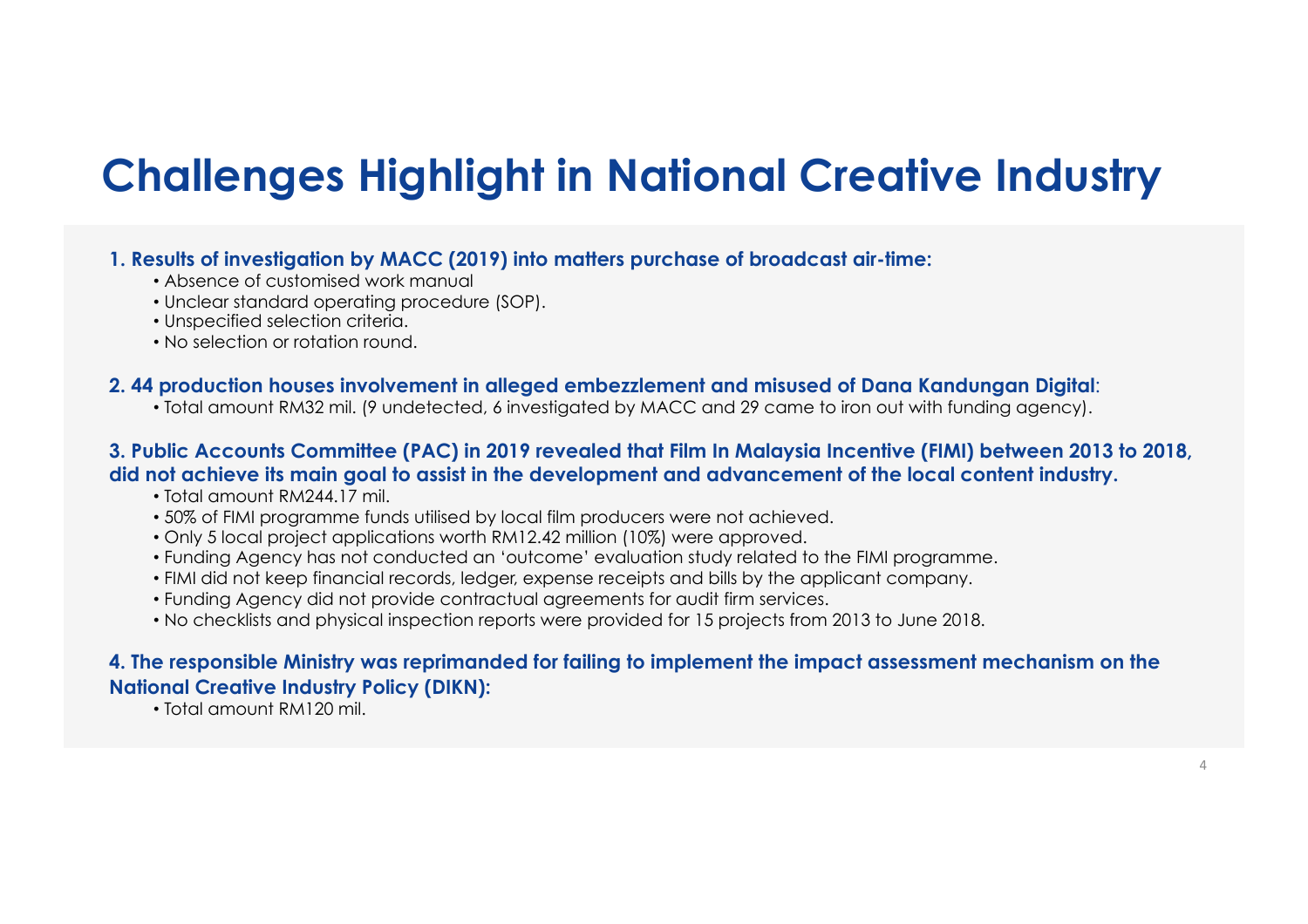# Challenges Highlight in National Creative Industry

**1. Results of investigation by MACC (2019) into matters purchase of broadcast air-time:**

- Absence of customised work manual
- Unclear standard operating procedure (SOP).
- Unspecified selection criteria.
- No selection or rotation round.

**2. 44 production houses involvement in alleged embezzlement and misused of Dana Kandungan Digital**:

- Total amount RM32 mil. (9 undetected, 6 investigated by MACC and 29 came to iron out with funding agency).

**3. Public Accounts Committee (PAC) in 2019 revealed that Film In Malaysia Incentive (FIMI) between 2013 to 2018, did not achieve its main goal to assist in the development and advancement of the local content industry.**

- Total amount RM244.17 mil.
- 50% of FIMI programme funds utilised by local film producers were not achieved.
- Only 5 local project applications worth RM12.42 million (10%) were approved.
- Funding Agency has not conducted an 'outcome' evaluation study related to the FIMI programme.
- FIMI did not keep financial records, ledger, expense receipts and bills by the applicant company.
- Funding Agency did not provide contractual agreements for audit firm services.
- No checklists and physical inspection reports were provided for 15 projects from 2013 to June 2018.

**4. The responsible Ministry was reprimanded for failing to implement the impact assessment mechanism on the National Creative Industry Policy (DIKN):**

- Total amount RM120 mil.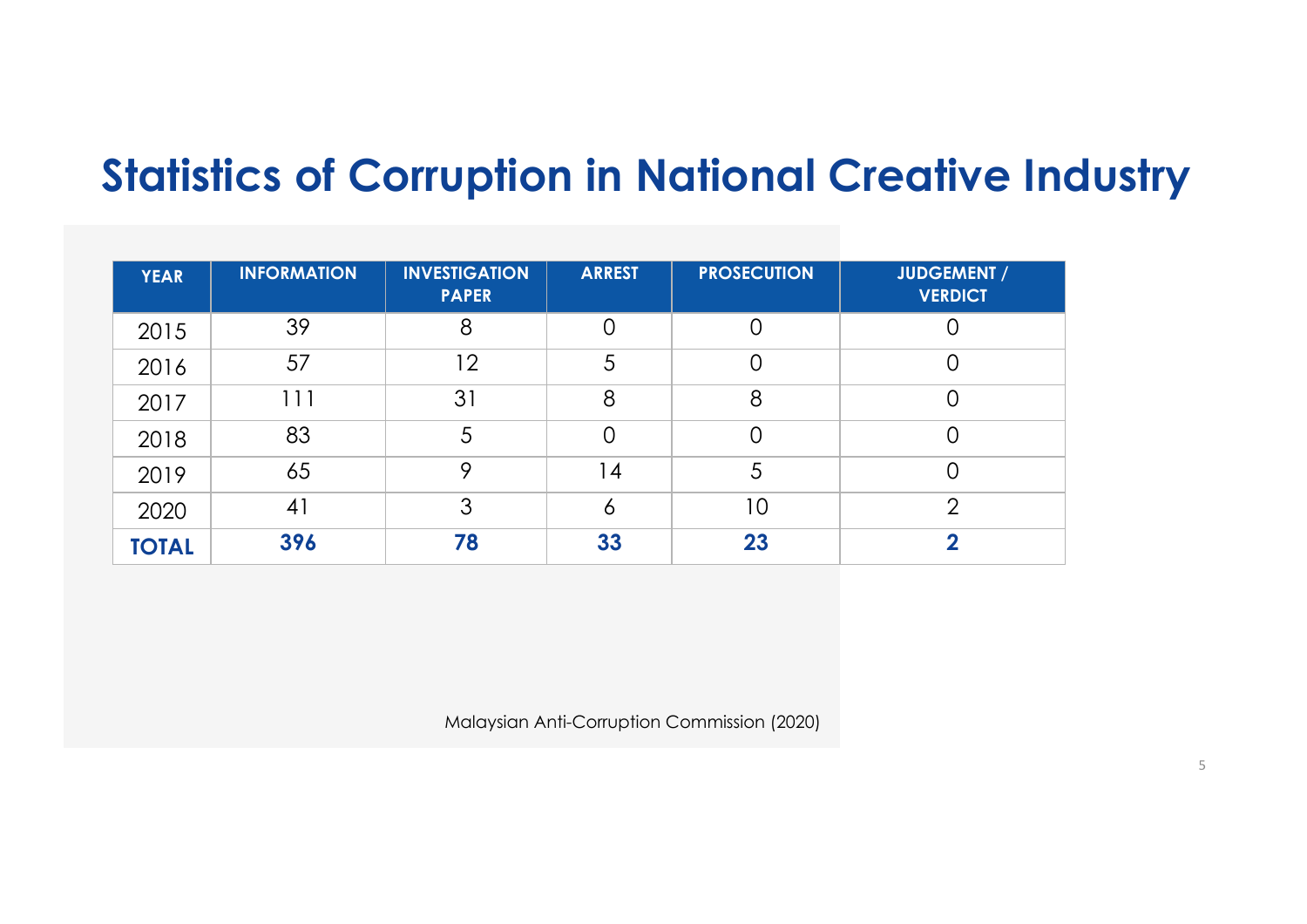# Statistics of Corruption in National Creative Industry

| YEAR | INFORMATION | INVESTIGATION PAPER | ARREST | PROSECUTION | JUDGEMENT / VERDICT |
|---|---|---|---|---|---|
| 2015 | 39 | 8 | 0 | 0 | 0 |
| 2016 | 57 | 12 | 5 | 0 | 0 |
| 2017 | 111 | 31 | 8 | 8 | 0 |
| 2018 | 83 | 5 | 0 | 0 | 0 |
| 2019 | 65 | 9 | 14 | 5 | 0 |
| 2020 | 41 | 3 | 6 | 10 | 2 |
| **TOTAL** | **396** | **78** | **33** | **23** | **2** |

Malaysian Anti-Corruption Commission (2020)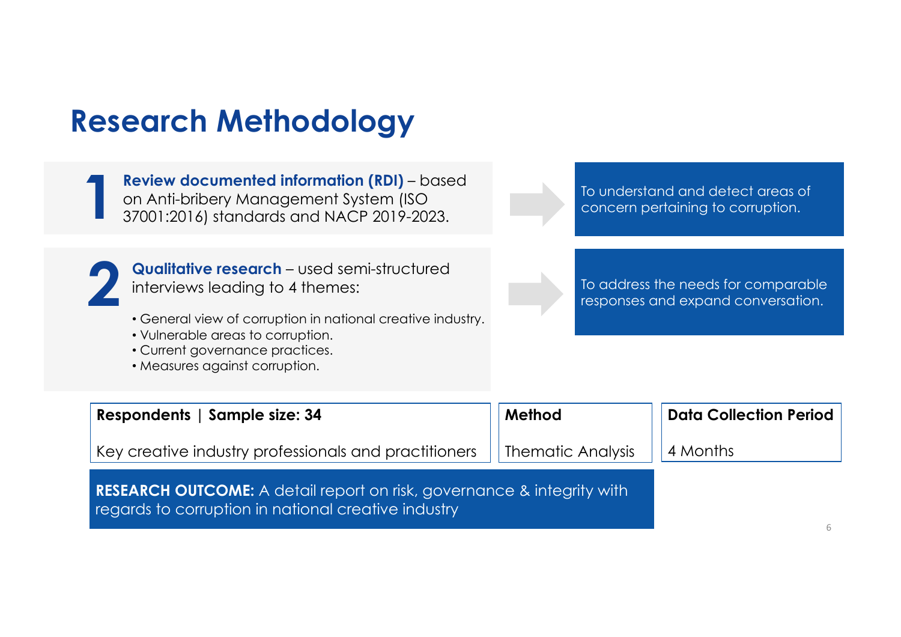# Research Methodology

**1** **Review documented information (RDI)** – based on Anti-bribery Management System (ISO 37001:2016) standards and NACP 2019-2023.

→ To understand and detect areas of concern pertaining to corruption.

**2** **Qualitative research** – used semi-structured interviews leading to 4 themes:

- General view of corruption in national creative industry.
- Vulnerable areas to corruption.
- Current governance practices.
- Measures against corruption.

→ To address the needs for comparable responses and expand conversation.

| Respondents \| Sample size: 34 | Method | Data Collection Period |
|---|---|---|
| Key creative industry professionals and practitioners | Thematic Analysis | 4 Months |

**RESEARCH OUTCOME:** A detail report on risk, governance & integrity with regards to corruption in national creative industry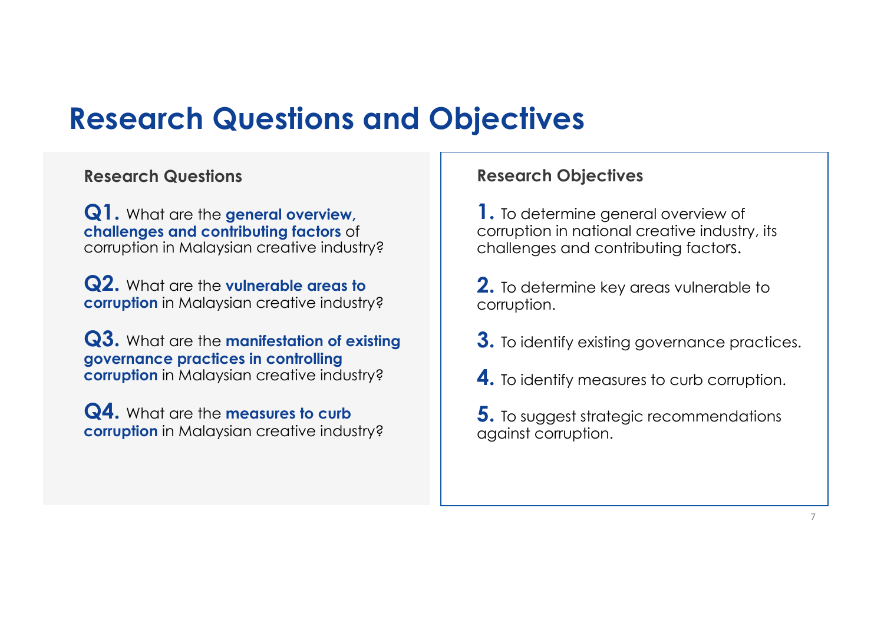# Research Questions and Objectives

## Research Questions

**Q1.** What are the **general overview, challenges and contributing factors** of corruption in Malaysian creative industry?

**Q2.** What are the **vulnerable areas to corruption** in Malaysian creative industry?

**Q3.** What are the **manifestation of existing governance practices in controlling corruption** in Malaysian creative industry?

**Q4.** What are the **measures to curb corruption** in Malaysian creative industry?

## Research Objectives

**1.** To determine general overview of corruption in national creative industry, its challenges and contributing factors.

**2.** To determine key areas vulnerable to corruption.

**3.** To identify existing governance practices.

**4.** To identify measures to curb corruption.

**5.** To suggest strategic recommendations against corruption.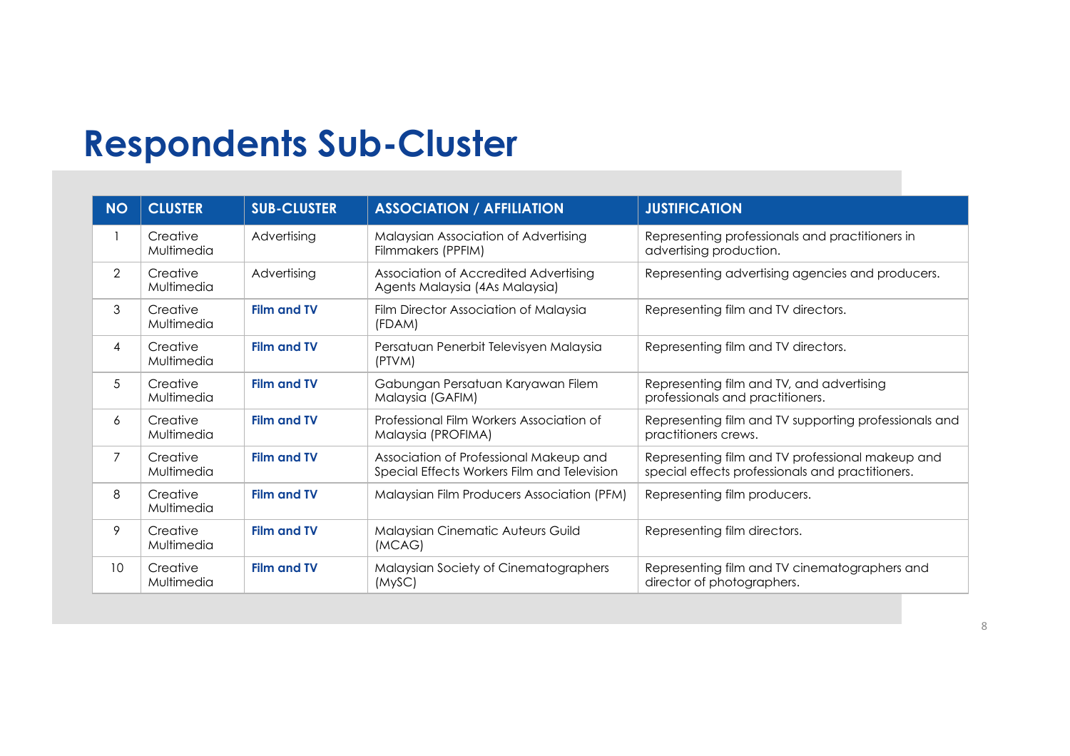# Respondents Sub-Cluster

| NO | CLUSTER | SUB-CLUSTER | ASSOCIATION / AFFILIATION | JUSTIFICATION |
|---|---|---|---|---|
| 1 | Creative Multimedia | Advertising | Malaysian Association of Advertising Filmmakers (PPFIM) | Representing professionals and practitioners in advertising production. |
| 2 | Creative Multimedia | Advertising | Association of Accredited Advertising Agents Malaysia (4As Malaysia) | Representing advertising agencies and producers. |
| 3 | Creative Multimedia | **Film and TV** | Film Director Association of Malaysia (FDAM) | Representing film and TV directors. |
| 4 | Creative Multimedia | **Film and TV** | Persatuan Penerbit Televisyen Malaysia (PTVM) | Representing film and TV directors. |
| 5 | Creative Multimedia | **Film and TV** | Gabungan Persatuan Karyawan Filem Malaysia (GAFIM) | Representing film and TV, and advertising professionals and practitioners. |
| 6 | Creative Multimedia | **Film and TV** | Professional Film Workers Association of Malaysia (PROFIMA) | Representing film and TV supporting professionals and practitioners crews. |
| 7 | Creative Multimedia | **Film and TV** | Association of Professional Makeup and Special Effects Workers Film and Television | Representing film and TV professional makeup and special effects professionals and practitioners. |
| 8 | Creative Multimedia | **Film and TV** | Malaysian Film Producers Association (PFM) | Representing film producers. |
| 9 | Creative Multimedia | **Film and TV** | Malaysian Cinematic Auteurs Guild (MCAG) | Representing film directors. |
| 10 | Creative Multimedia | **Film and TV** | Malaysian Society of Cinematographers (MySC) | Representing film and TV cinematographers and director of photographers. |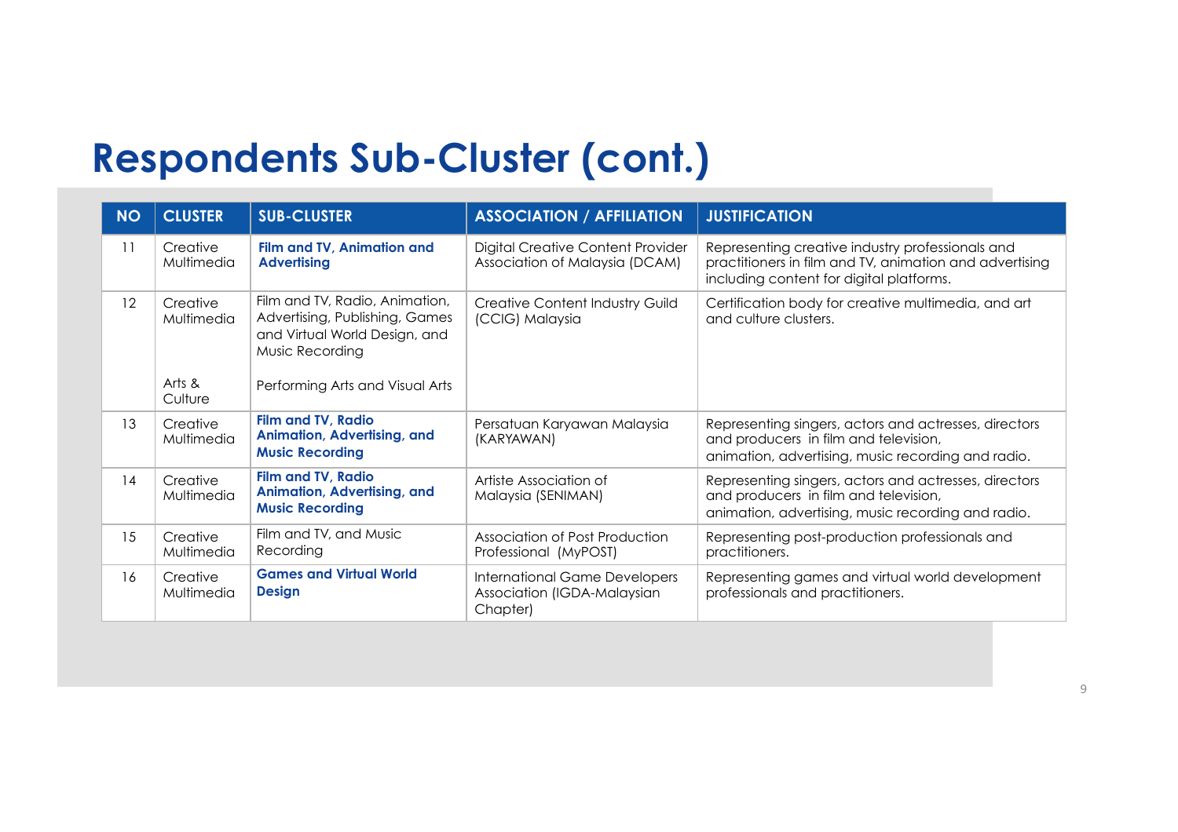# Respondents Sub-Cluster (cont.)

| NO | CLUSTER | SUB-CLUSTER | ASSOCIATION / AFFILIATION | JUSTIFICATION |
|---|---|---|---|---|
| 11 | Creative Multimedia | **Film and TV, Animation and Advertising** | Digital Creative Content Provider Association of Malaysia (DCAM) | Representing creative industry professionals and practitioners in film and TV, animation and advertising including content for digital platforms. |
| 12 | Creative Multimedia<br><br>Arts & Culture | Film and TV, Radio, Animation, Advertising, Publishing, Games and Virtual World Design, and Music Recording<br><br>Performing Arts and Visual Arts | Creative Content Industry Guild (CCIG) Malaysia | Certification body for creative multimedia, and art and culture clusters. |
| 13 | Creative Multimedia | **Film and TV, Radio Animation, Advertising, and Music Recording** | Persatuan Karyawan Malaysia (KARYAWAN) | Representing singers, actors and actresses, directors and producers in film and television, animation, advertising, music recording and radio. |
| 14 | Creative Multimedia | **Film and TV, Radio Animation, Advertising, and Music Recording** | Artiste Association of Malaysia (SENIMAN) | Representing singers, actors and actresses, directors and producers in film and television, animation, advertising, music recording and radio. |
| 15 | Creative Multimedia | Film and TV, and Music Recording | Association of Post Production Professional (MyPOST) | Representing post-production professionals and practitioners. |
| 16 | Creative Multimedia | **Games and Virtual World Design** | International Game Developers Association (IGDA-Malaysian Chapter) | Representing games and virtual world development professionals and practitioners. |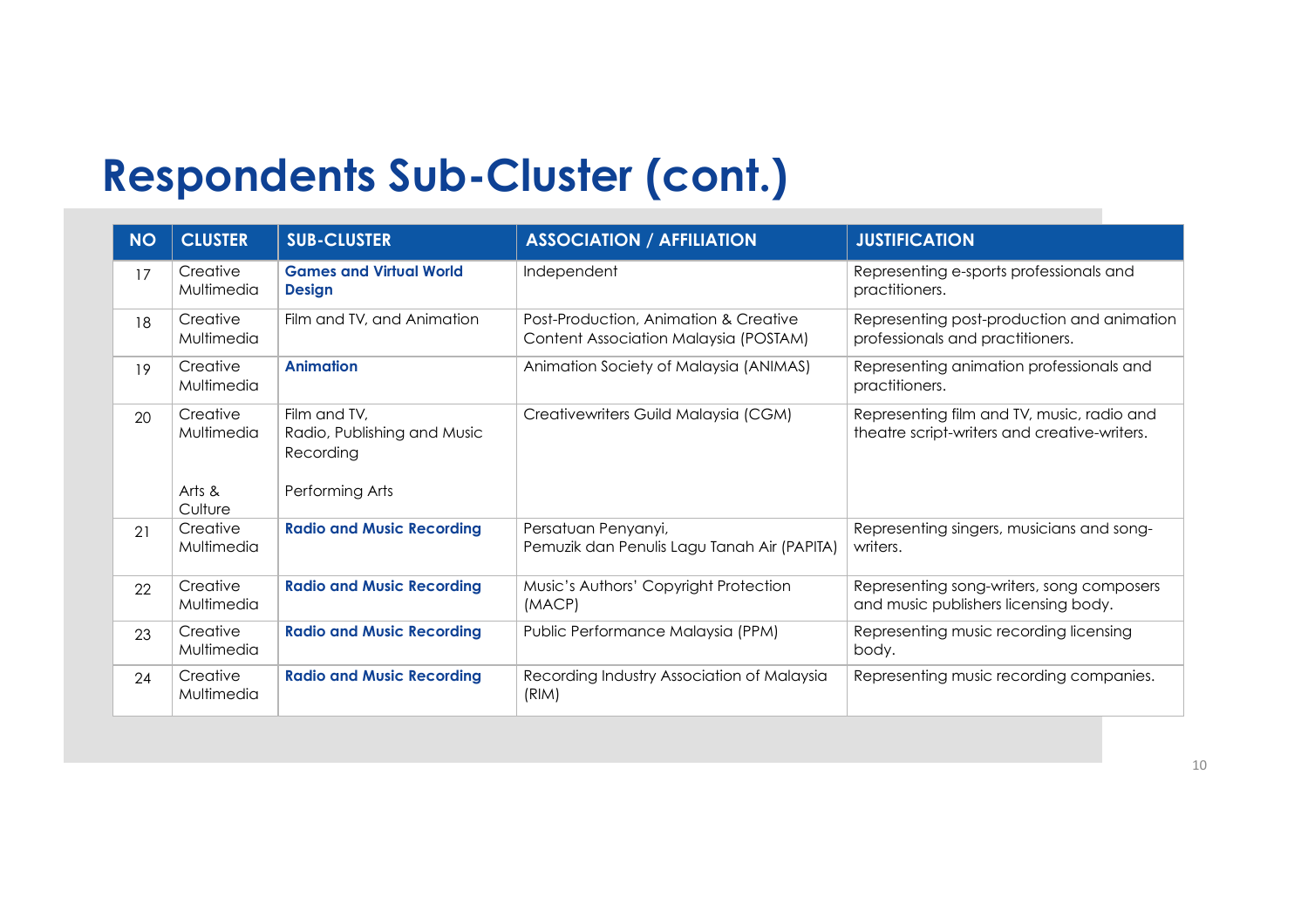# Respondents Sub-Cluster (cont.)

| NO | CLUSTER | SUB-CLUSTER | ASSOCIATION / AFFILIATION | JUSTIFICATION |
|---|---|---|---|---|
| 17 | Creative Multimedia | **Games and Virtual World Design** | Independent | Representing e-sports professionals and practitioners. |
| 18 | Creative Multimedia | Film and TV, and Animation | Post-Production, Animation & Creative Content Association Malaysia (POSTAM) | Representing post-production and animation professionals and practitioners. |
| 19 | Creative Multimedia | **Animation** | Animation Society of Malaysia (ANIMAS) | Representing animation professionals and practitioners. |
| 20 | Creative Multimedia<br><br>Arts & Culture | Film and TV, Radio, Publishing and Music Recording<br><br>Performing Arts | Creativewriters Guild Malaysia (CGM) | Representing film and TV, music, radio and theatre script-writers and creative-writers. |
| 21 | Creative Multimedia | **Radio and Music Recording** | Persatuan Penyanyi, Pemuzik dan Penulis Lagu Tanah Air (PAPITA) | Representing singers, musicians and song-writers. |
| 22 | Creative Multimedia | **Radio and Music Recording** | Music's Authors' Copyright Protection (MACP) | Representing song-writers, song composers and music publishers licensing body. |
| 23 | Creative Multimedia | **Radio and Music Recording** | Public Performance Malaysia (PPM) | Representing music recording licensing body. |
| 24 | Creative Multimedia | **Radio and Music Recording** | Recording Industry Association of Malaysia (RIM) | Representing music recording companies. |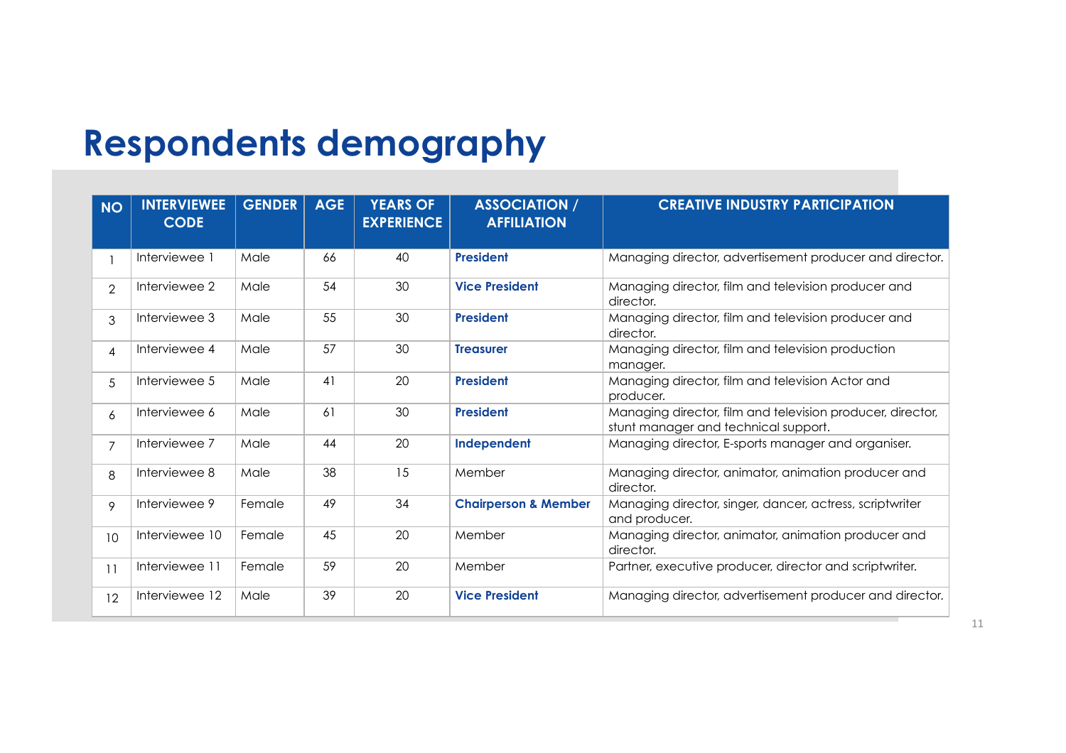# Respondents demography

| NO | INTERVIEWEE CODE | GENDER | AGE | YEARS OF EXPERIENCE | ASSOCIATION / AFFILIATION | CREATIVE INDUSTRY PARTICIPATION |
|---|---|---|---|---|---|---|
| 1 | Interviewee 1 | Male | 66 | 40 | **President** | Managing director, advertisement producer and director. |
| 2 | Interviewee 2 | Male | 54 | 30 | **Vice President** | Managing director, film and television producer and director. |
| 3 | Interviewee 3 | Male | 55 | 30 | **President** | Managing director, film and television producer and director. |
| 4 | Interviewee 4 | Male | 57 | 30 | **Treasurer** | Managing director, film and television production manager. |
| 5 | Interviewee 5 | Male | 41 | 20 | **President** | Managing director, film and television Actor and producer. |
| 6 | Interviewee 6 | Male | 61 | 30 | **President** | Managing director, film and television producer, director, stunt manager and technical support. |
| 7 | Interviewee 7 | Male | 44 | 20 | **Independent** | Managing director, E-sports manager and organiser. |
| 8 | Interviewee 8 | Male | 38 | 15 | Member | Managing director, animator, animation producer and director. |
| 9 | Interviewee 9 | Female | 49 | 34 | **Chairperson & Member** | Managing director, singer, dancer, actress, scriptwriter and producer. |
| 10 | Interviewee 10 | Female | 45 | 20 | Member | Managing director, animator, animation producer and director. |
| 11 | Interviewee 11 | Female | 59 | 20 | Member | Partner, executive producer, director and scriptwriter. |
| 12 | Interviewee 12 | Male | 39 | 20 | **Vice President** | Managing director, advertisement producer and director. |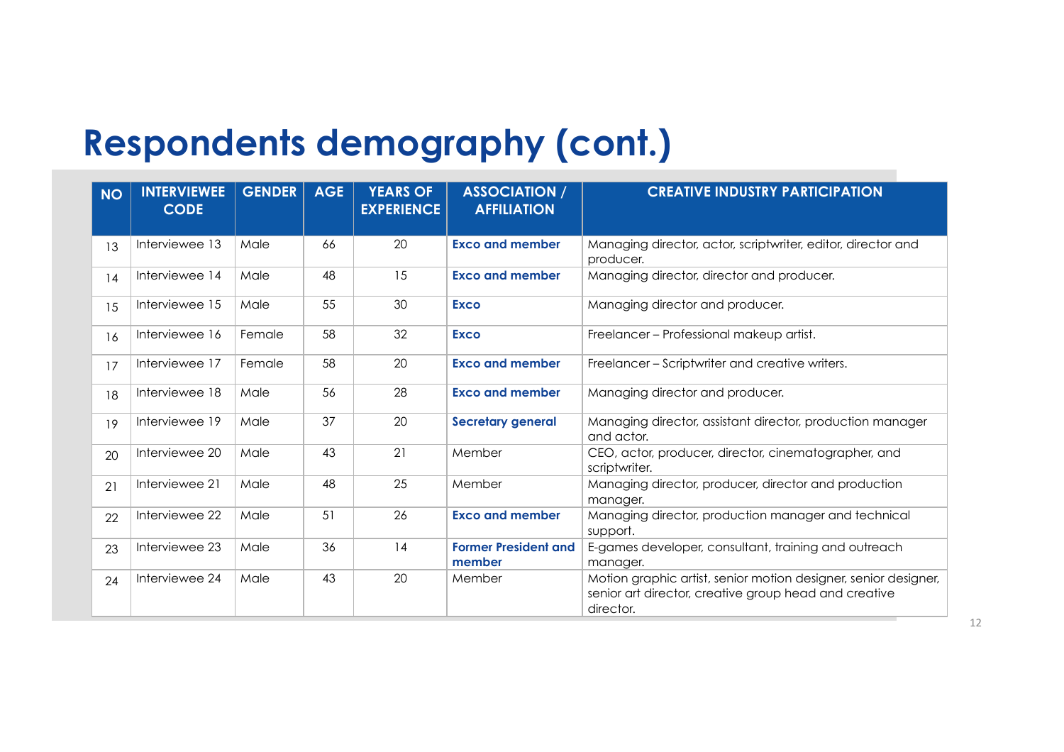# Respondents demography (cont.)

| NO | INTERVIEWEE CODE | GENDER | AGE | YEARS OF EXPERIENCE | ASSOCIATION / AFFILIATION | CREATIVE INDUSTRY PARTICIPATION |
|---|---|---|---|---|---|---|
| 13 | Interviewee 13 | Male | 66 | 20 | **Exco and member** | Managing director, actor, scriptwriter, editor, director and producer. |
| 14 | Interviewee 14 | Male | 48 | 15 | **Exco and member** | Managing director, director and producer. |
| 15 | Interviewee 15 | Male | 55 | 30 | **Exco** | Managing director and producer. |
| 16 | Interviewee 16 | Female | 58 | 32 | **Exco** | Freelancer – Professional makeup artist. |
| 17 | Interviewee 17 | Female | 58 | 20 | **Exco and member** | Freelancer – Scriptwriter and creative writers. |
| 18 | Interviewee 18 | Male | 56 | 28 | **Exco and member** | Managing director and producer. |
| 19 | Interviewee 19 | Male | 37 | 20 | **Secretary general** | Managing director, assistant director, production manager and actor. |
| 20 | Interviewee 20 | Male | 43 | 21 | Member | CEO, actor, producer, director, cinematographer, and scriptwriter. |
| 21 | Interviewee 21 | Male | 48 | 25 | Member | Managing director, producer, director and production manager. |
| 22 | Interviewee 22 | Male | 51 | 26 | **Exco and member** | Managing director, production manager and technical support. |
| 23 | Interviewee 23 | Male | 36 | 14 | **Former President and member** | E-games developer, consultant, training and outreach manager. |
| 24 | Interviewee 24 | Male | 43 | 20 | Member | Motion graphic artist, senior motion designer, senior designer, senior art director, creative group head and creative director. |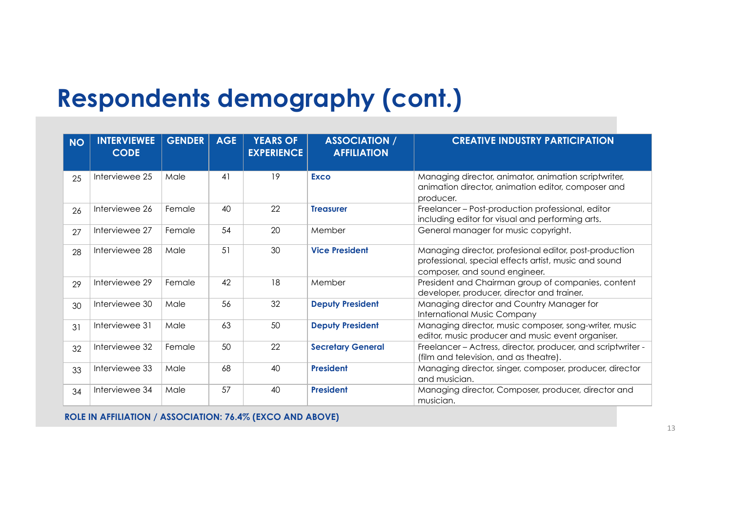# Respondents demography (cont.)

| NO | INTERVIEWEE CODE | GENDER | AGE | YEARS OF EXPERIENCE | ASSOCIATION / AFFILIATION | CREATIVE INDUSTRY PARTICIPATION |
|---|---|---|---|---|---|---|
| 25 | Interviewee 25 | Male | 41 | 19 | **Exco** | Managing director, animator, animation scriptwriter, animation director, animation editor, composer and producer. |
| 26 | Interviewee 26 | Female | 40 | 22 | **Treasurer** | Freelancer – Post-production professional, editor including editor for visual and performing arts. |
| 27 | Interviewee 27 | Female | 54 | 20 | Member | General manager for music copyright. |
| 28 | Interviewee 28 | Male | 51 | 30 | **Vice President** | Managing director, profesional editor, post-production professional, special effects artist, music and sound composer, and sound engineer. |
| 29 | Interviewee 29 | Female | 42 | 18 | Member | President and Chairman group of companies, content developer, producer, director and trainer. |
| 30 | Interviewee 30 | Male | 56 | 32 | **Deputy President** | Managing director and Country Manager for International Music Company |
| 31 | Interviewee 31 | Male | 63 | 50 | **Deputy President** | Managing director, music composer, song-writer, music editor, music producer and music event organiser. |
| 32 | Interviewee 32 | Female | 50 | 22 | **Secretary General** | Freelancer – Actress, director, producer, and scriptwriter - (film and television, and as theatre). |
| 33 | Interviewee 33 | Male | 68 | 40 | **President** | Managing director, singer, composer, producer, director and musician. |
| 34 | Interviewee 34 | Male | 57 | 40 | **President** | Managing director, Composer, producer, director and musician. |

**ROLE IN AFFILIATION / ASSOCIATION: 76.4% (EXCO AND ABOVE)**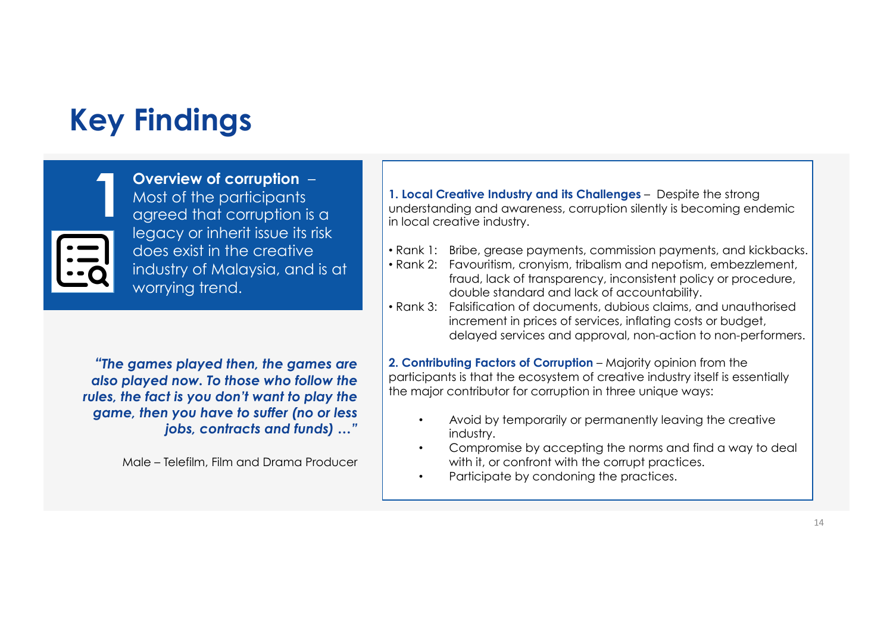# Key Findings

## 1

**Overview of corruption** – Most of the participants agreed that corruption is a legacy or inherit issue its risk does exist in the creative industry of Malaysia, and is at worrying trend.

***"The games played then, the games are also played now. To those who follow the rules, the fact is you don't want to play the game, then you have to suffer (no or less jobs, contracts and funds) …"***

Male – Telefilm, Film and Drama Producer

**1. Local Creative Industry and its Challenges** – Despite the strong understanding and awareness, corruption silently is becoming endemic in local creative industry.

- Rank 1: Bribe, grease payments, commission payments, and kickbacks.
- Rank 2: Favouritism, cronyism, tribalism and nepotism, embezzlement, fraud, lack of transparency, inconsistent policy or procedure, double standard and lack of accountability.
- Rank 3: Falsification of documents, dubious claims, and unauthorised increment in prices of services, inflating costs or budget, delayed services and approval, non-action to non-performers.

**2. Contributing Factors of Corruption** – Majority opinion from the participants is that the ecosystem of creative industry itself is essentially the major contributor for corruption in three unique ways:

- Avoid by temporarily or permanently leaving the creative industry.
- Compromise by accepting the norms and find a way to deal with it, or confront with the corrupt practices.
- Participate by condoning the practices.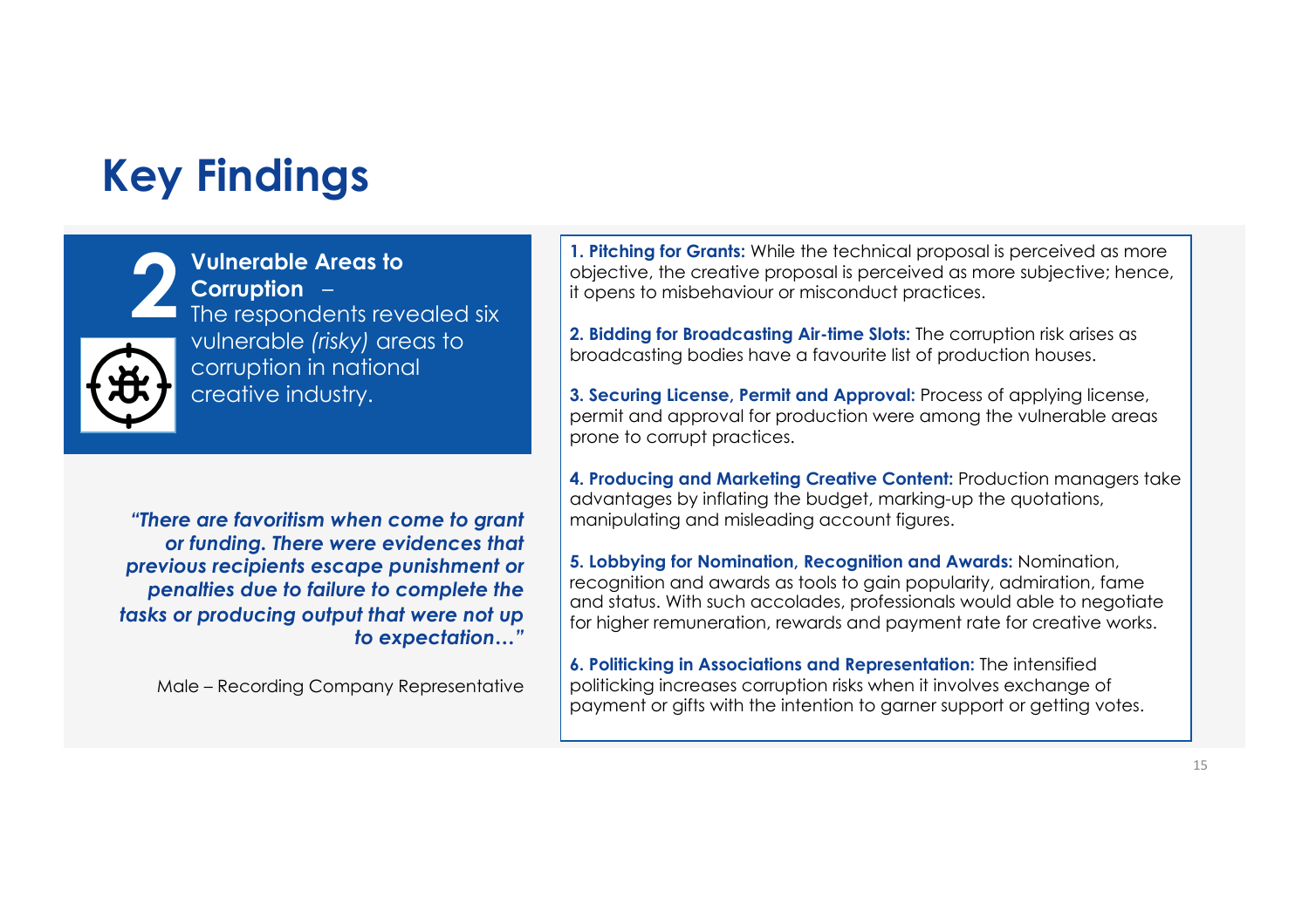# Key Findings

**2**

**Vulnerable Areas to Corruption** –
The respondents revealed six vulnerable *(risky)* areas to corruption in national creative industry.

***"There are favoritism when come to grant or funding. There were evidences that previous recipients escape punishment or penalties due to failure to complete the tasks or producing output that were not up to expectation…"***

Male – Recording Company Representative

**1. Pitching for Grants:** While the technical proposal is perceived as more objective, the creative proposal is perceived as more subjective; hence, it opens to misbehaviour or misconduct practices.

**2. Bidding for Broadcasting Air-time Slots:** The corruption risk arises as broadcasting bodies have a favourite list of production houses.

**3. Securing License, Permit and Approval:** Process of applying license, permit and approval for production were among the vulnerable areas prone to corrupt practices.

**4. Producing and Marketing Creative Content:** Production managers take advantages by inflating the budget, marking-up the quotations, manipulating and misleading account figures.

**5. Lobbying for Nomination, Recognition and Awards:** Nomination, recognition and awards as tools to gain popularity, admiration, fame and status. With such accolades, professionals would able to negotiate for higher remuneration, rewards and payment rate for creative works.

**6. Politicking in Associations and Representation:** The intensified politicking increases corruption risks when it involves exchange of payment or gifts with the intention to garner support or getting votes.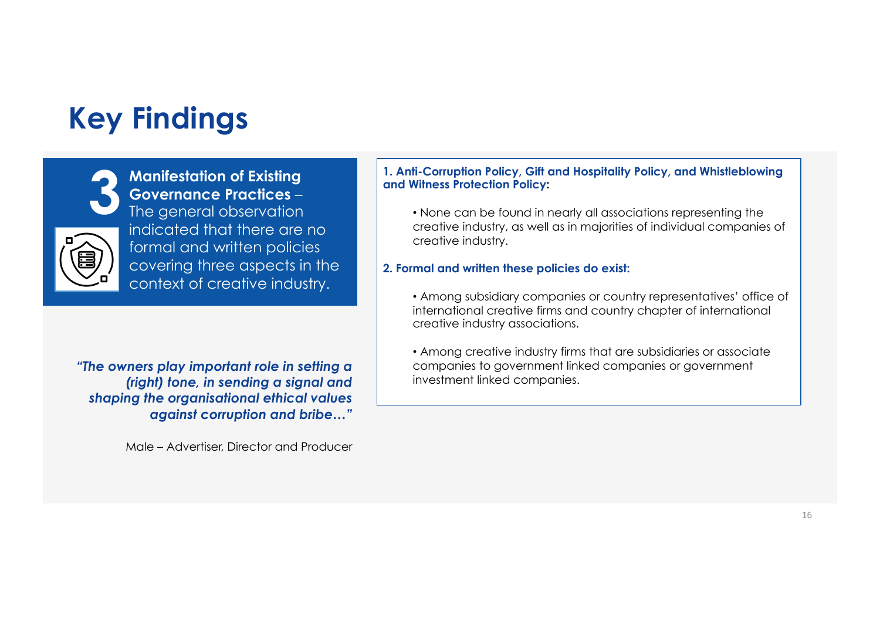# Key Findings

## 3

**Manifestation of Existing Governance Practices** – The general observation indicated that there are no formal and written policies covering three aspects in the context of creative industry.

***"The owners play important role in setting a (right) tone, in sending a signal and shaping the organisational ethical values against corruption and bribe…"***

Male – Advertiser, Director and Producer

**1. Anti-Corruption Policy, Gift and Hospitality Policy, and Whistleblowing and Witness Protection Policy:**

- None can be found in nearly all associations representing the creative industry, as well as in majorities of individual companies of creative industry.

**2. Formal and written these policies do exist:**

- Among subsidiary companies or country representatives' office of international creative firms and country chapter of international creative industry associations.
- Among creative industry firms that are subsidiaries or associate companies to government linked companies or government investment linked companies.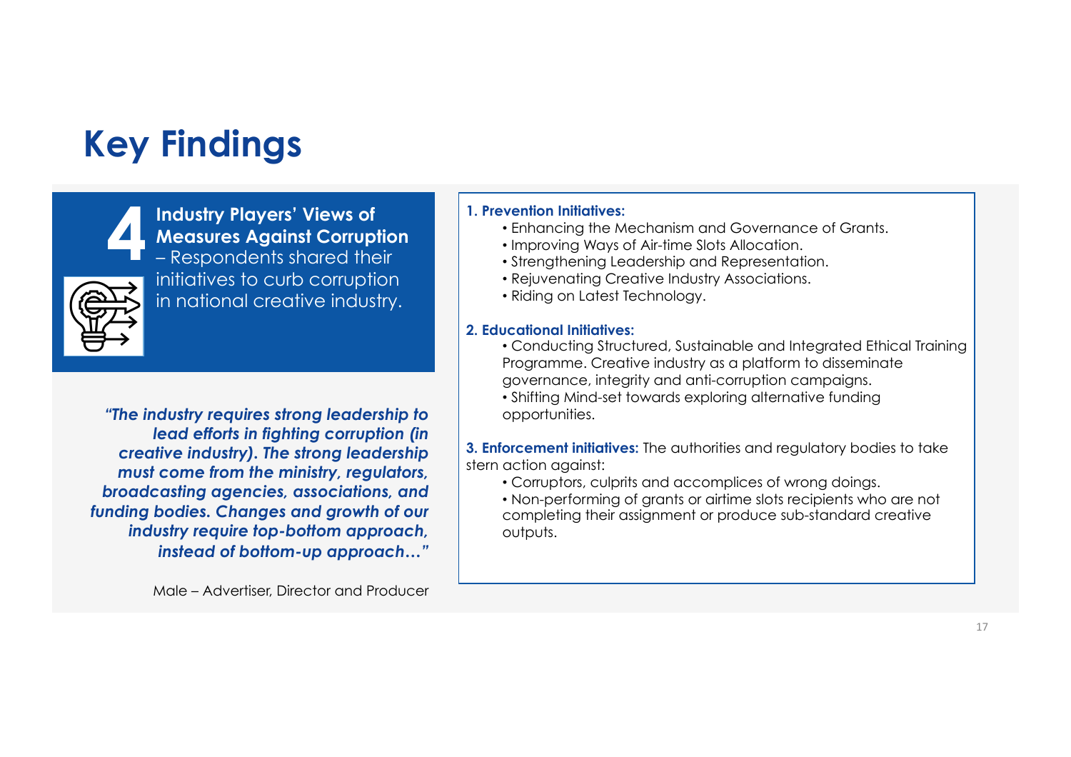# Key Findings

## 4 Industry Players' Views of Measures Against Corruption

– Respondents shared their initiatives to curb corruption in national creative industry.

***"The industry requires strong leadership to lead efforts in fighting corruption (in creative industry). The strong leadership must come from the ministry, regulators, broadcasting agencies, associations, and funding bodies. Changes and growth of our industry require top-bottom approach, instead of bottom-up approach…"***

Male – Advertiser, Director and Producer

**1. Prevention Initiatives:**

- Enhancing the Mechanism and Governance of Grants.
- Improving Ways of Air-time Slots Allocation.
- Strengthening Leadership and Representation.
- Rejuvenating Creative Industry Associations.
- Riding on Latest Technology.

**2. Educational Initiatives:**

- Conducting Structured, Sustainable and Integrated Ethical Training Programme. Creative industry as a platform to disseminate governance, integrity and anti-corruption campaigns.
- Shifting Mind-set towards exploring alternative funding opportunities.

**3. Enforcement initiatives:** The authorities and regulatory bodies to take stern action against:

- Corruptors, culprits and accomplices of wrong doings.
- Non-performing of grants or airtime slots recipients who are not completing their assignment or produce sub-standard creative outputs.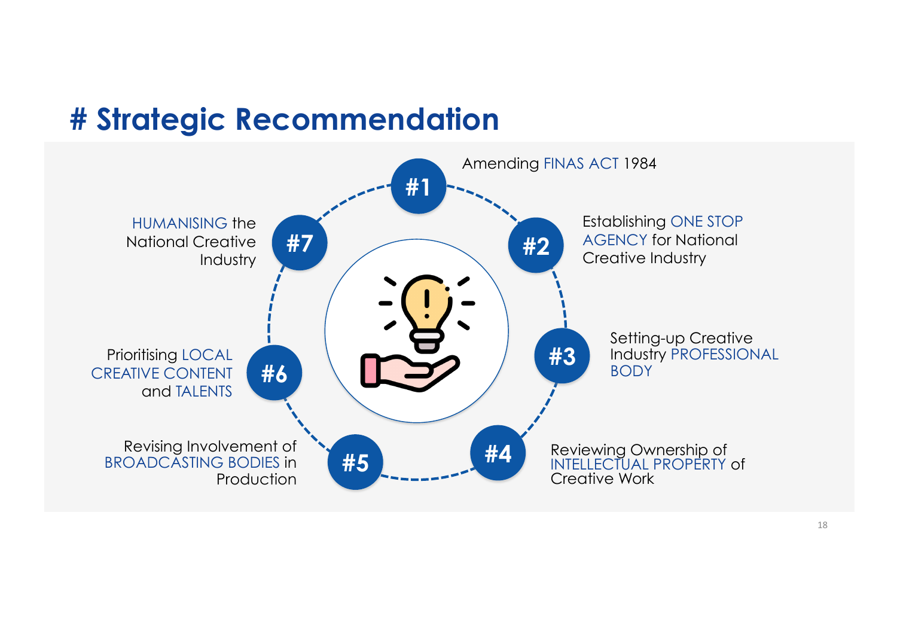# # Strategic Recommendation

- **#1** Amending FINAS ACT 1984
- **#2** Establishing ONE STOP AGENCY for National Creative Industry
- **#3** Setting-up Creative Industry PROFESSIONAL BODY
- **#4** Reviewing Ownership of INTELLECTUAL PROPERTY of Creative Work
- **#5** Revising Involvement of BROADCASTING BODIES in Production
- **#6** Prioritising LOCAL CREATIVE CONTENT and TALENTS
- **#7** HUMANISING the National Creative Industry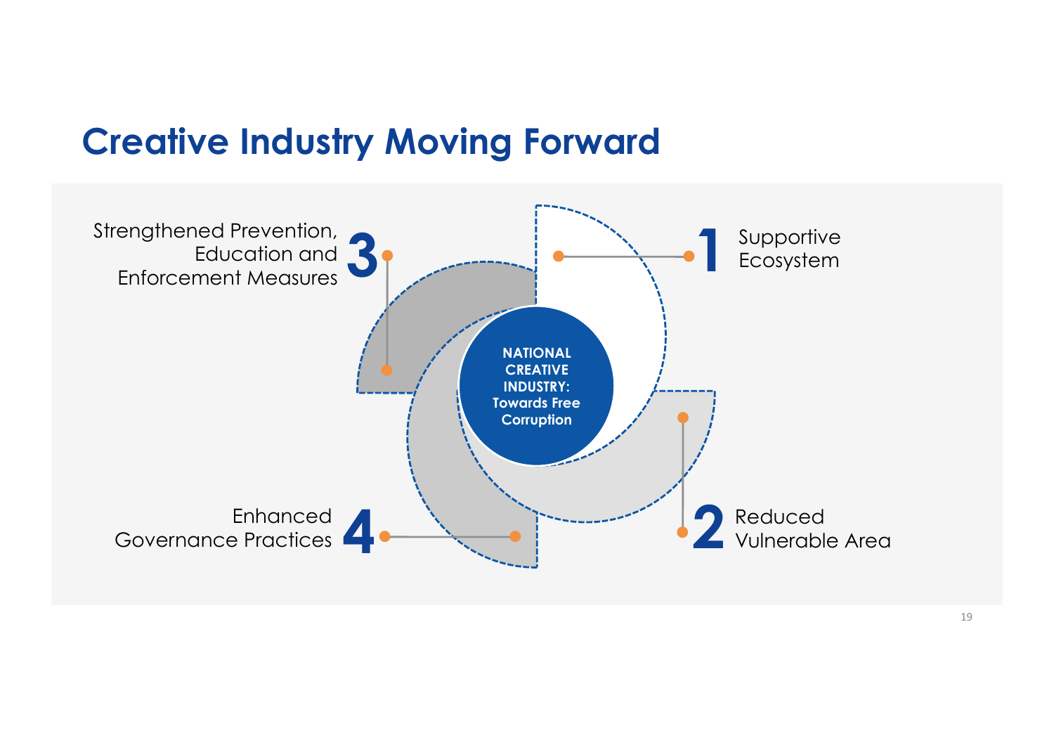# Creative Industry Moving Forward

**NATIONAL CREATIVE INDUSTRY: Towards Free Corruption**

1. Supportive Ecosystem
2. Reduced Vulnerable Area
3. Strengthened Prevention, Education and Enforcement Measures
4. Enhanced Governance Practices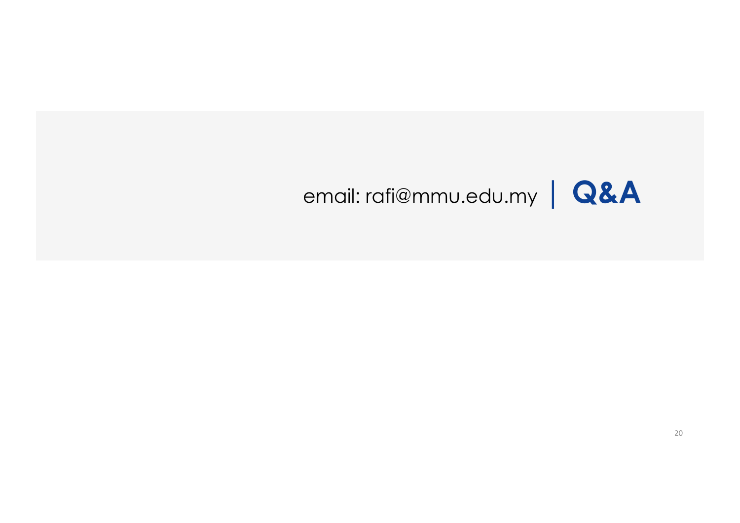email: rafi@mmu.edu.my | **Q&A**